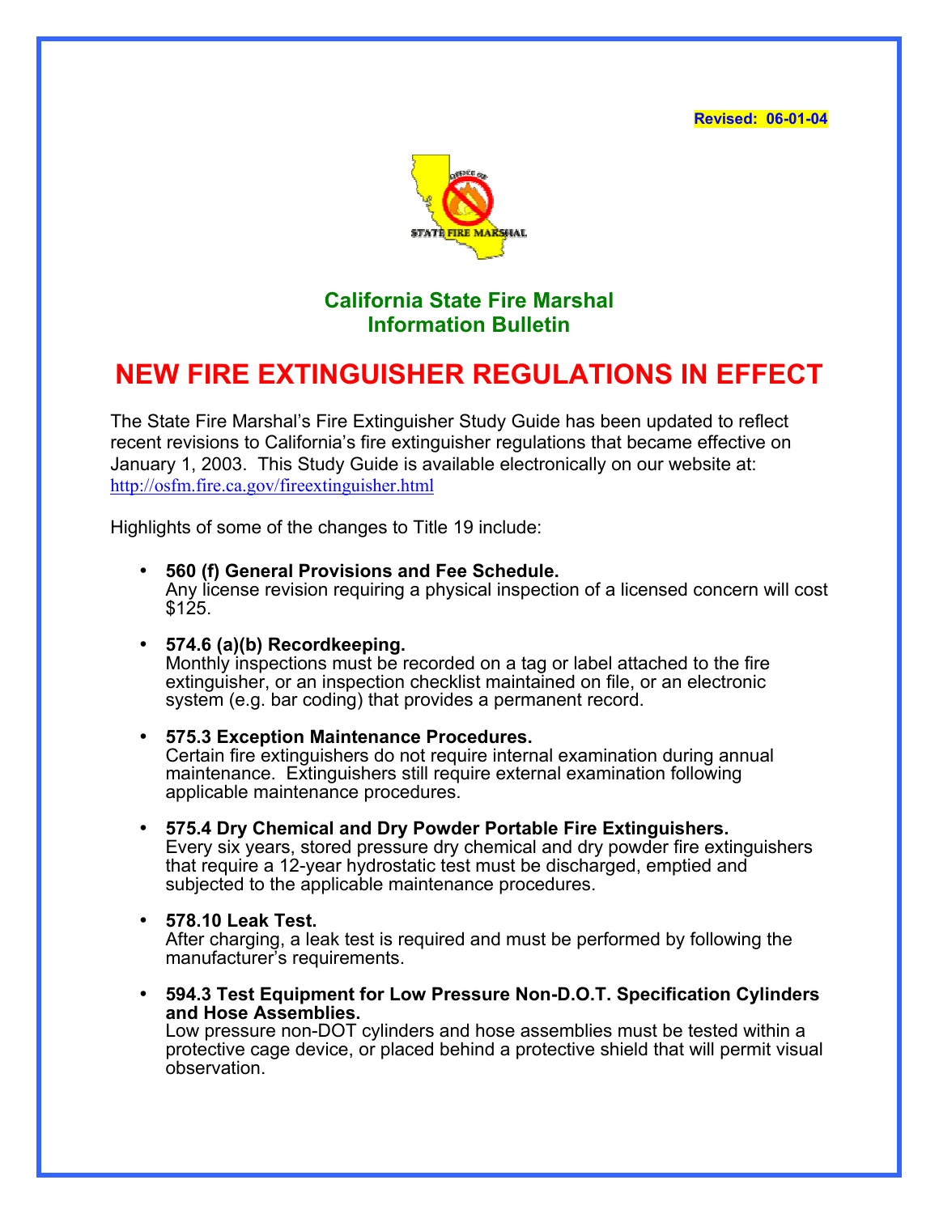Revised: 06-01-04

STATE FIRE MARSHAL

## California State Fire Marshal
## Information Bulletin

# NEW FIRE EXTINGUISHER REGULATIONS IN EFFECT

The State Fire Marshal's Fire Extinguisher Study Guide has been updated to reflect recent revisions to California's fire extinguisher regulations that became effective on January 1, 2003. This Study Guide is available electronically on our website at: http://osfm.fire.ca.gov/fireextinguisher.html

Highlights of some of the changes to Title 19 include:

- **560 (f) General Provisions and Fee Schedule.**
  Any license revision requiring a physical inspection of a licensed concern will cost $125.

- **574.6 (a)(b) Recordkeeping.**
  Monthly inspections must be recorded on a tag or label attached to the fire extinguisher, or an inspection checklist maintained on file, or an electronic system (e.g. bar coding) that provides a permanent record.

- **575.3 Exception Maintenance Procedures.**
  Certain fire extinguishers do not require internal examination during annual maintenance. Extinguishers still require external examination following applicable maintenance procedures.

- **575.4 Dry Chemical and Dry Powder Portable Fire Extinguishers.**
  Every six years, stored pressure dry chemical and dry powder fire extinguishers that require a 12-year hydrostatic test must be discharged, emptied and subjected to the applicable maintenance procedures.

- **578.10 Leak Test.**
  After charging, a leak test is required and must be performed by following the manufacturer's requirements.

- **594.3 Test Equipment for Low Pressure Non-D.O.T. Specification Cylinders and Hose Assemblies.**
  Low pressure non-DOT cylinders and hose assemblies must be tested within a protective cage device, or placed behind a protective shield that will permit visual observation.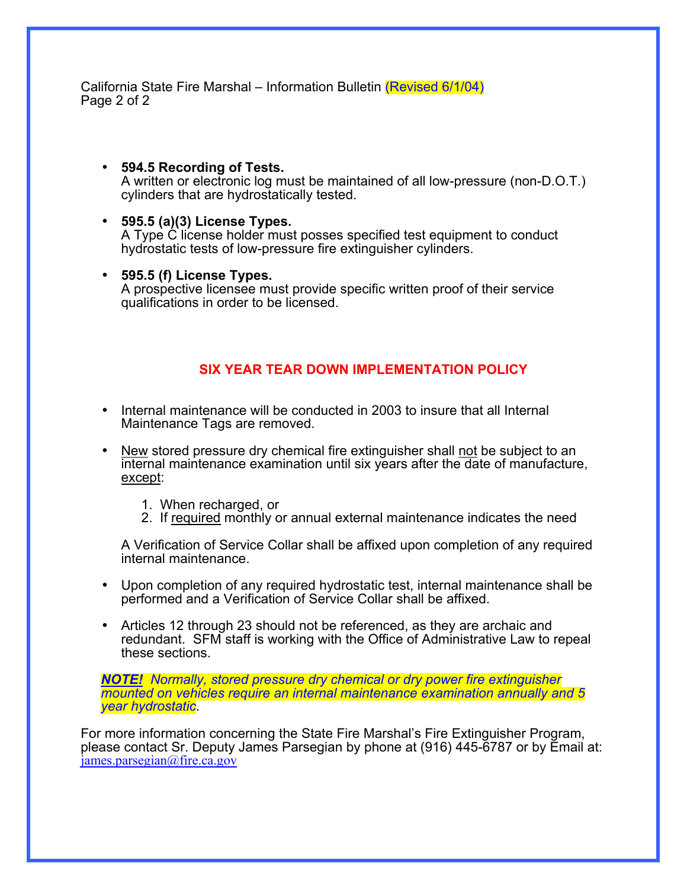- **594.5 Recording of Tests.**
  A written or electronic log must be maintained of all low-pressure (non-D.O.T.) cylinders that are hydrostatically tested.

- **595.5 (a)(3) License Types.**
  A Type C license holder must posses specified test equipment to conduct hydrostatic tests of low-pressure fire extinguisher cylinders.

- **595.5 (f) License Types.**
  A prospective licensee must provide specific written proof of their service qualifications in order to be licensed.

## SIX YEAR TEAR DOWN IMPLEMENTATION POLICY

- Internal maintenance will be conducted in 2003 to insure that all Internal Maintenance Tags are removed.

- New stored pressure dry chemical fire extinguisher shall not be subject to an internal maintenance examination until six years after the date of manufacture, except:

  1. When recharged, or
  2. If required monthly or annual external maintenance indicates the need

  A Verification of Service Collar shall be affixed upon completion of any required internal maintenance.

- Upon completion of any required hydrostatic test, internal maintenance shall be performed and a Verification of Service Collar shall be affixed.

- Articles 12 through 23 should not be referenced, as they are archaic and redundant. SFM staff is working with the Office of Administrative Law to repeal these sections.

***NOTE!*** *Normally, stored pressure dry chemical or dry power fire extinguisher mounted on vehicles require an internal maintenance examination annually and 5 year hydrostatic.*

For more information concerning the State Fire Marshal's Fire Extinguisher Program, please contact Sr. Deputy James Parsegian by phone at (916) 445-6787 or by Email at: james.parsegian@fire.ca.gov